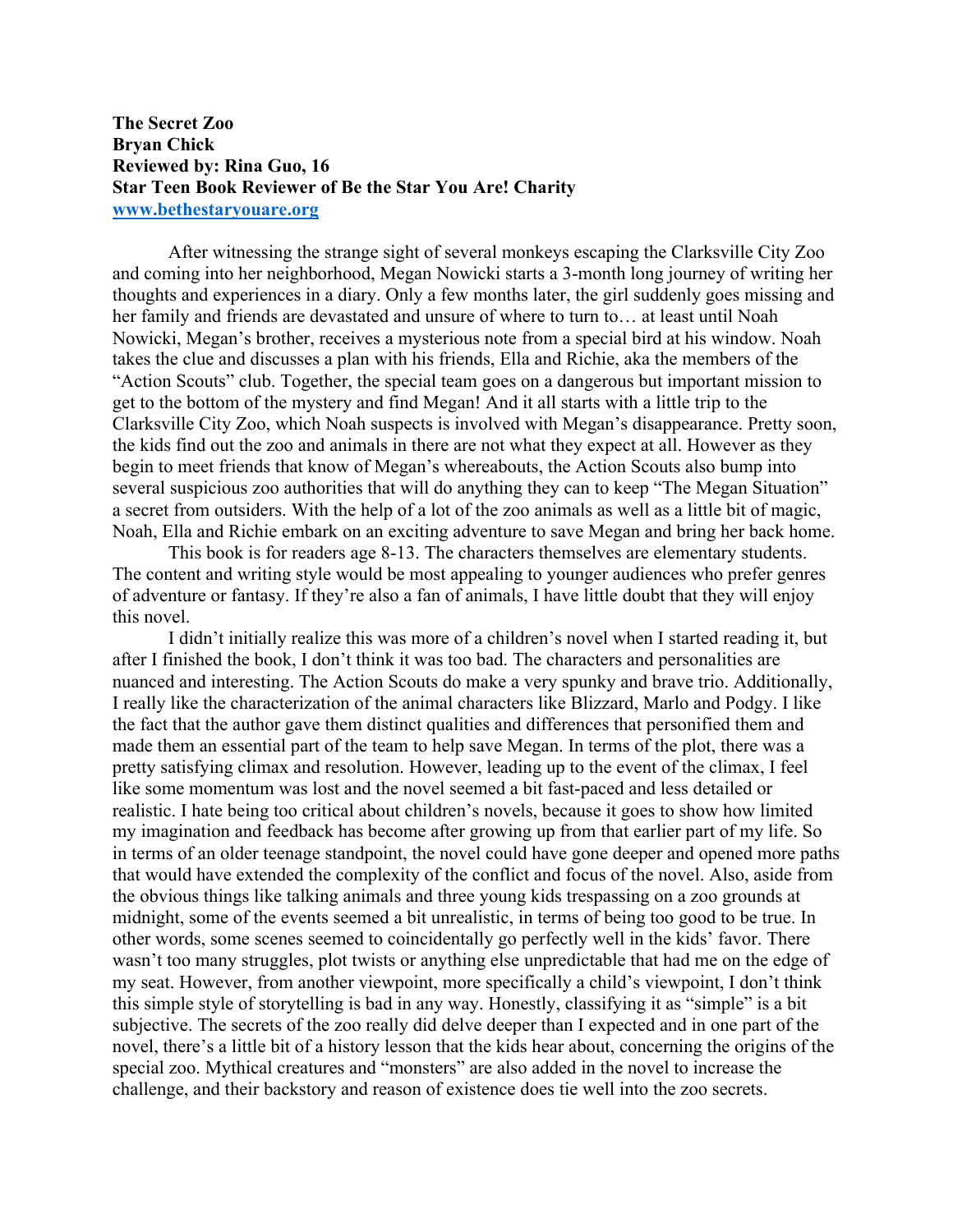**The Secret Zoo**
**Bryan Chick**
**Reviewed by: Rina Guo, 16**
**Star Teen Book Reviewer of Be the Star You Are! Charity**
**www.bethestaryouare.org**

After witnessing the strange sight of several monkeys escaping the Clarksville City Zoo and coming into her neighborhood, Megan Nowicki starts a 3-month long journey of writing her thoughts and experiences in a diary. Only a few months later, the girl suddenly goes missing and her family and friends are devastated and unsure of where to turn to… at least until Noah Nowicki, Megan's brother, receives a mysterious note from a special bird at his window. Noah takes the clue and discusses a plan with his friends, Ella and Richie, aka the members of the "Action Scouts" club. Together, the special team goes on a dangerous but important mission to get to the bottom of the mystery and find Megan! And it all starts with a little trip to the Clarksville City Zoo, which Noah suspects is involved with Megan's disappearance. Pretty soon, the kids find out the zoo and animals in there are not what they expect at all. However as they begin to meet friends that know of Megan's whereabouts, the Action Scouts also bump into several suspicious zoo authorities that will do anything they can to keep "The Megan Situation" a secret from outsiders. With the help of a lot of the zoo animals as well as a little bit of magic, Noah, Ella and Richie embark on an exciting adventure to save Megan and bring her back home.

This book is for readers age 8-13. The characters themselves are elementary students. The content and writing style would be most appealing to younger audiences who prefer genres of adventure or fantasy. If they're also a fan of animals, I have little doubt that they will enjoy this novel.

I didn't initially realize this was more of a children's novel when I started reading it, but after I finished the book, I don't think it was too bad. The characters and personalities are nuanced and interesting. The Action Scouts do make a very spunky and brave trio. Additionally, I really like the characterization of the animal characters like Blizzard, Marlo and Podgy. I like the fact that the author gave them distinct qualities and differences that personified them and made them an essential part of the team to help save Megan. In terms of the plot, there was a pretty satisfying climax and resolution. However, leading up to the event of the climax, I feel like some momentum was lost and the novel seemed a bit fast-paced and less detailed or realistic. I hate being too critical about children's novels, because it goes to show how limited my imagination and feedback has become after growing up from that earlier part of my life. So in terms of an older teenage standpoint, the novel could have gone deeper and opened more paths that would have extended the complexity of the conflict and focus of the novel. Also, aside from the obvious things like talking animals and three young kids trespassing on a zoo grounds at midnight, some of the events seemed a bit unrealistic, in terms of being too good to be true. In other words, some scenes seemed to coincidentally go perfectly well in the kids' favor. There wasn't too many struggles, plot twists or anything else unpredictable that had me on the edge of my seat. However, from another viewpoint, more specifically a child's viewpoint, I don't think this simple style of storytelling is bad in any way. Honestly, classifying it as "simple" is a bit subjective. The secrets of the zoo really did delve deeper than I expected and in one part of the novel, there's a little bit of a history lesson that the kids hear about, concerning the origins of the special zoo. Mythical creatures and "monsters" are also added in the novel to increase the challenge, and their backstory and reason of existence does tie well into the zoo secrets.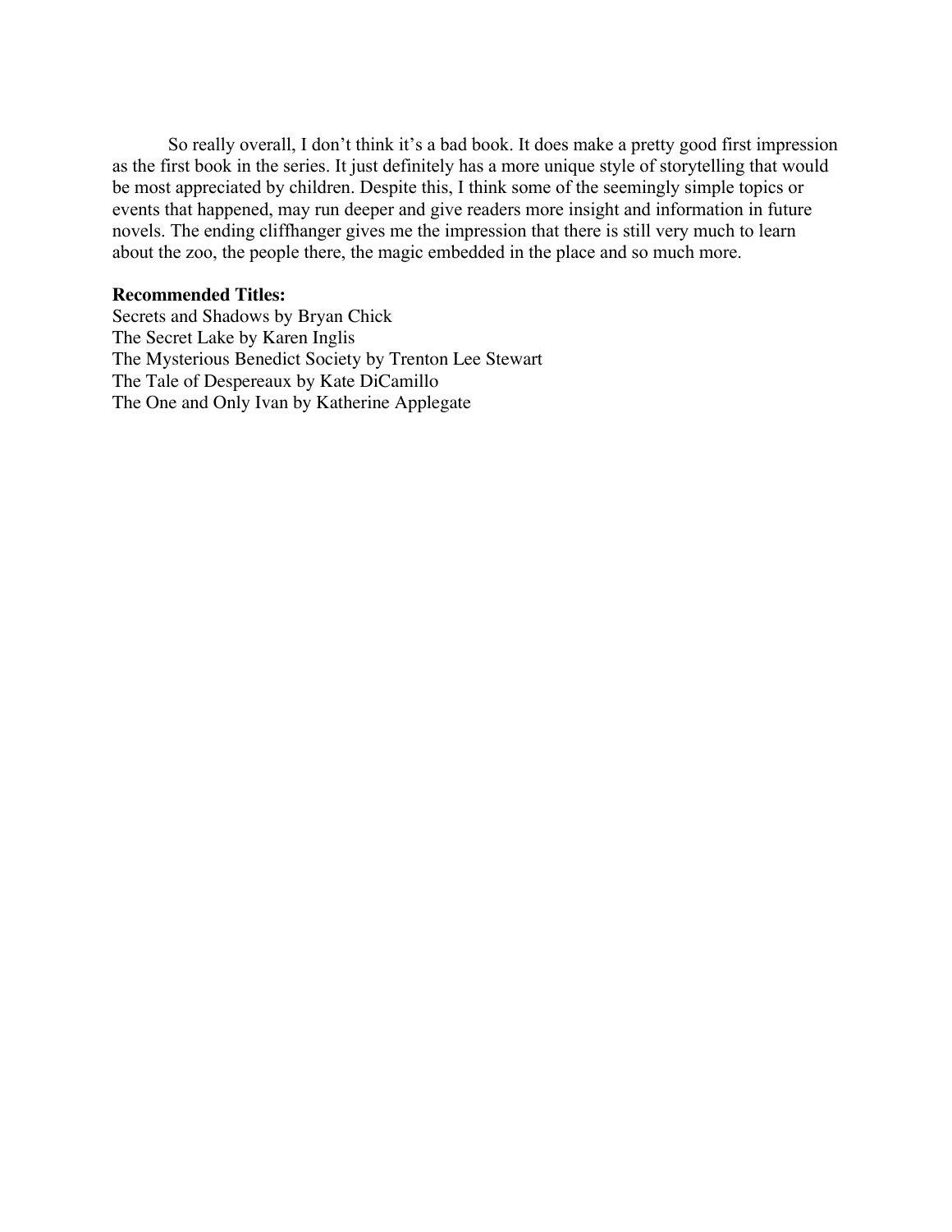So really overall, I don't think it's a bad book. It does make a pretty good first impression as the first book in the series. It just definitely has a more unique style of storytelling that would be most appreciated by children. Despite this, I think some of the seemingly simple topics or events that happened, may run deeper and give readers more insight and information in future novels. The ending cliffhanger gives me the impression that there is still very much to learn about the zoo, the people there, the magic embedded in the place and so much more.

**Recommended Titles:**
Secrets and Shadows by Bryan Chick
The Secret Lake by Karen Inglis
The Mysterious Benedict Society by Trenton Lee Stewart
The Tale of Despereaux by Kate DiCamillo
The One and Only Ivan by Katherine Applegate